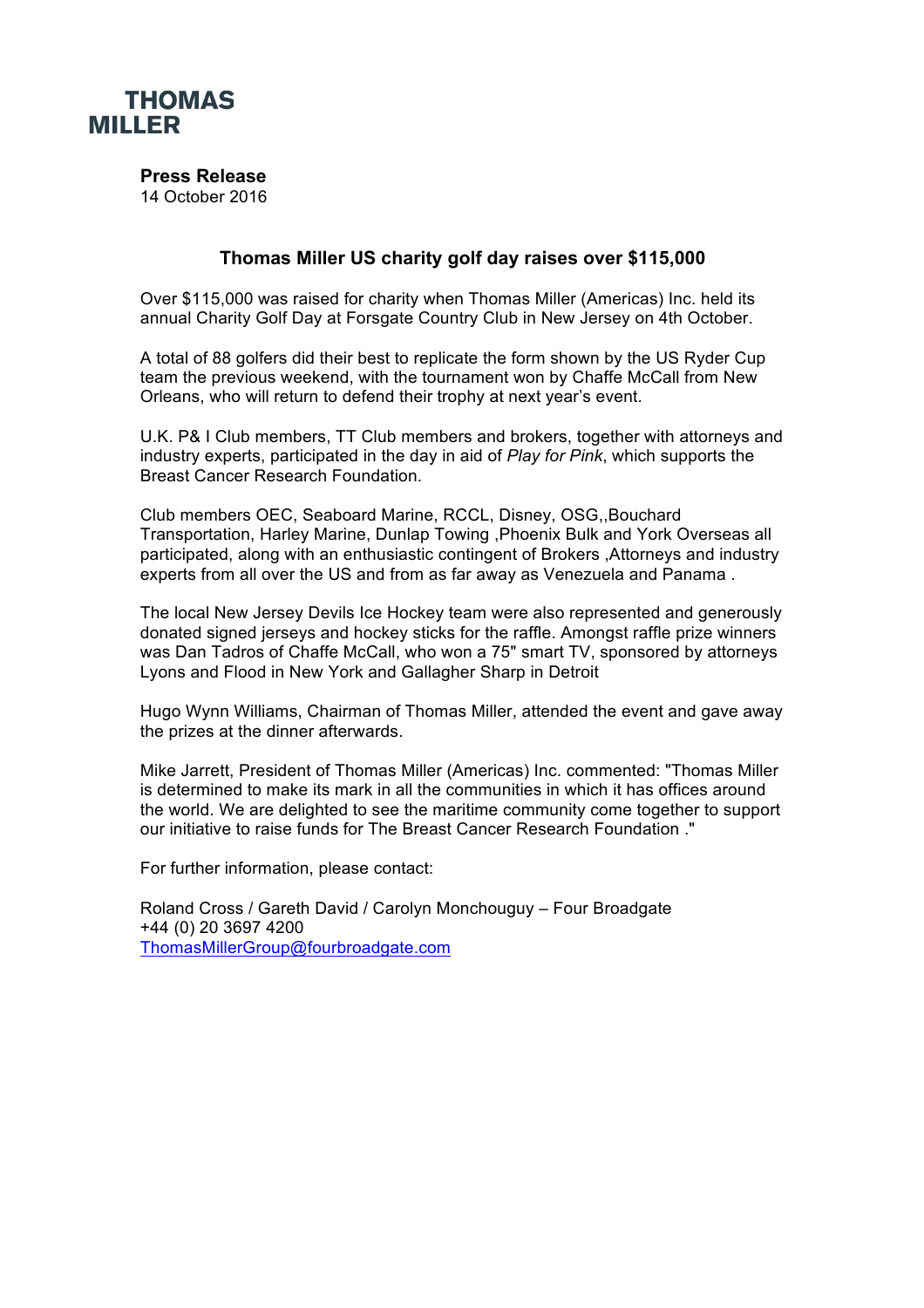# THOMAS MILLER

**Press Release**
14 October 2016

## Thomas Miller US charity golf day raises over $115,000

Over $115,000 was raised for charity when Thomas Miller (Americas) Inc. held its annual Charity Golf Day at Forsgate Country Club in New Jersey on 4th October.

A total of 88 golfers did their best to replicate the form shown by the US Ryder Cup team the previous weekend, with the tournament won by Chaffe McCall from New Orleans, who will return to defend their trophy at next year's event.

U.K. P& I Club members, TT Club members and brokers, together with attorneys and industry experts, participated in the day in aid of *Play for Pink*, which supports the Breast Cancer Research Foundation.

Club members OEC, Seaboard Marine, RCCL, Disney, OSG,,Bouchard Transportation, Harley Marine, Dunlap Towing ,Phoenix Bulk and York Overseas all participated, along with an enthusiastic contingent of Brokers ,Attorneys and industry experts from all over the US and from as far away as Venezuela and Panama .

The local New Jersey Devils Ice Hockey team were also represented and generously donated signed jerseys and hockey sticks for the raffle. Amongst raffle prize winners was Dan Tadros of Chaffe McCall, who won a 75" smart TV, sponsored by attorneys Lyons and Flood in New York and Gallagher Sharp in Detroit

Hugo Wynn Williams, Chairman of Thomas Miller, attended the event and gave away the prizes at the dinner afterwards.

Mike Jarrett, President of Thomas Miller (Americas) Inc. commented: "Thomas Miller is determined to make its mark in all the communities in which it has offices around the world. We are delighted to see the maritime community come together to support our initiative to raise funds for The Breast Cancer Research Foundation ."

For further information, please contact:

Roland Cross / Gareth David / Carolyn Monchouguy – Four Broadgate
+44 (0) 20 3697 4200
ThomasMillerGroup@fourbroadgate.com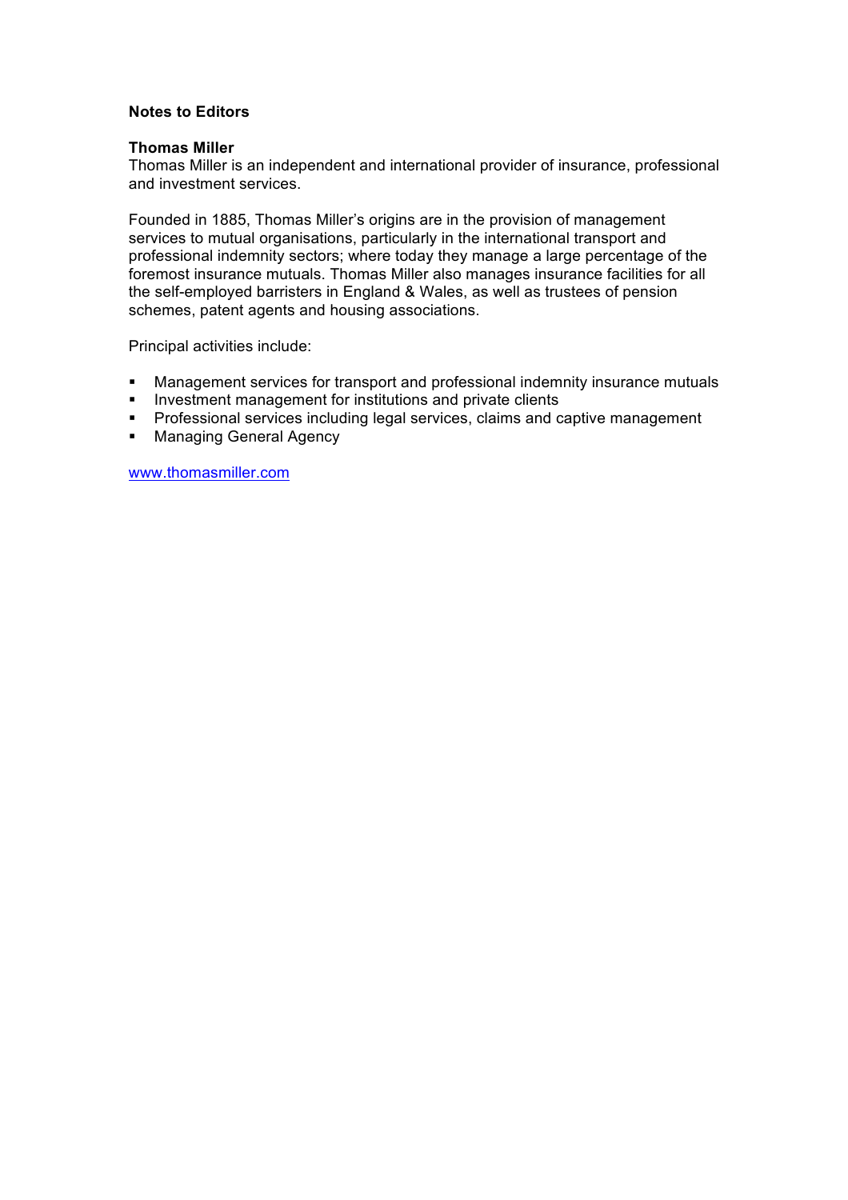**Notes to Editors**

**Thomas Miller**
Thomas Miller is an independent and international provider of insurance, professional and investment services.

Founded in 1885, Thomas Miller's origins are in the provision of management services to mutual organisations, particularly in the international transport and professional indemnity sectors; where today they manage a large percentage of the foremost insurance mutuals. Thomas Miller also manages insurance facilities for all the self-employed barristers in England & Wales, as well as trustees of pension schemes, patent agents and housing associations.

Principal activities include:

- Management services for transport and professional indemnity insurance mutuals
- Investment management for institutions and private clients
- Professional services including legal services, claims and captive management
- Managing General Agency

www.thomasmiller.com